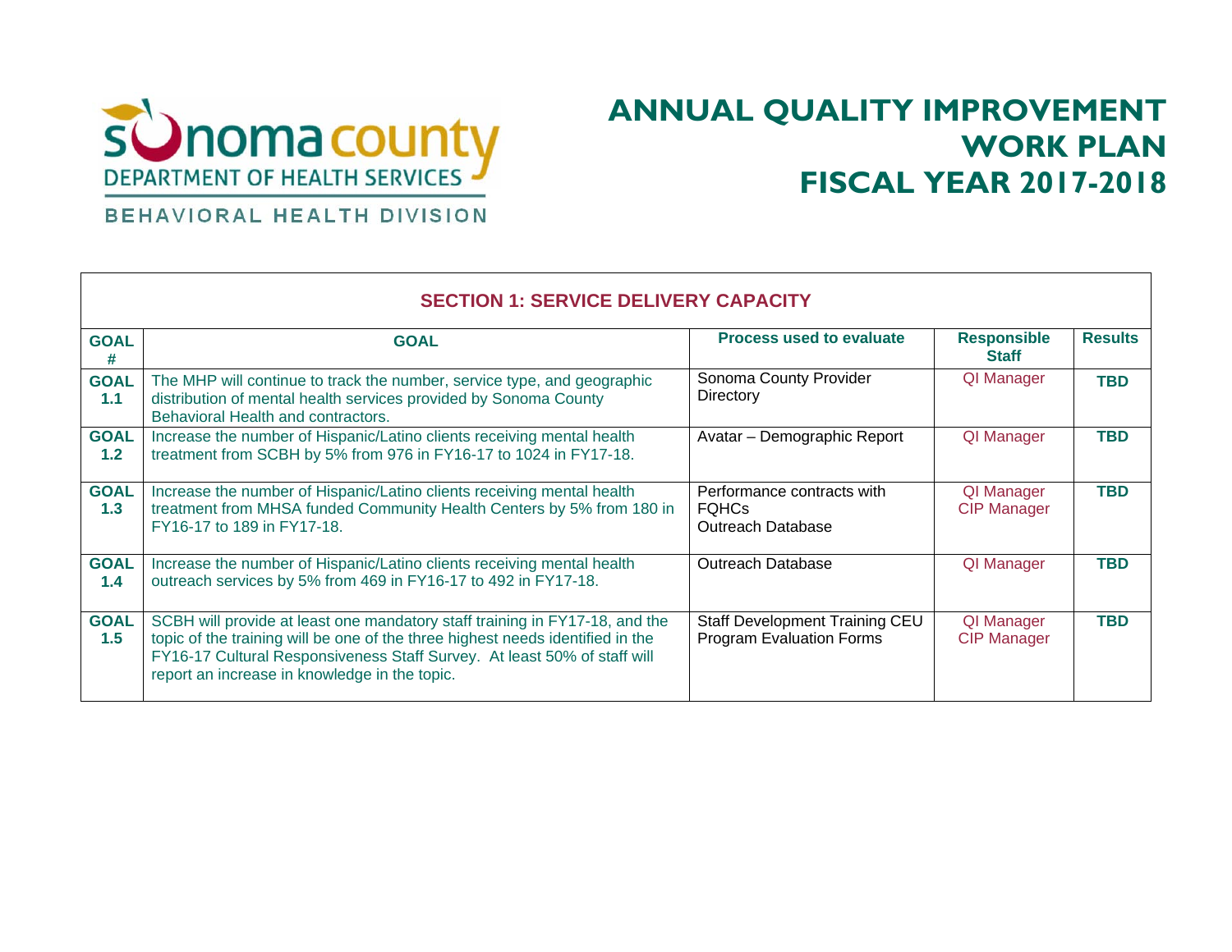Sonoma County Department of Health Services

BEHAVIORAL HEALTH DIVISION

# ANNUAL QUALITY IMPROVEMENT WORK PLAN FISCAL YEAR 2017-2018

## SECTION 1: SERVICE DELIVERY CAPACITY

| GOAL # | GOAL | Process used to evaluate | Responsible Staff | Results |
|---|---|---|---|---|
| GOAL 1.1 | The MHP will continue to track the number, service type, and geographic distribution of mental health services provided by Sonoma County Behavioral Health and contractors. | Sonoma County Provider Directory | QI Manager | TBD |
| GOAL 1.2 | Increase the number of Hispanic/Latino clients receiving mental health treatment from SCBH by 5% from 976 in FY16-17 to 1024 in FY17-18. | Avatar – Demographic Report | QI Manager | TBD |
| GOAL 1.3 | Increase the number of Hispanic/Latino clients receiving mental health treatment from MHSA funded Community Health Centers by 5% from 180 in FY16-17 to 189 in FY17-18. | Performance contracts with FQHCs<br>Outreach Database | QI Manager<br>CIP Manager | TBD |
| GOAL 1.4 | Increase the number of Hispanic/Latino clients receiving mental health outreach services by 5% from 469 in FY16-17 to 492 in FY17-18. | Outreach Database | QI Manager | TBD |
| GOAL 1.5 | SCBH will provide at least one mandatory staff training in FY17-18, and the topic of the training will be one of the three highest needs identified in the FY16-17 Cultural Responsiveness Staff Survey. At least 50% of staff will report an increase in knowledge in the topic. | Staff Development Training CEU Program Evaluation Forms | QI Manager<br>CIP Manager | TBD |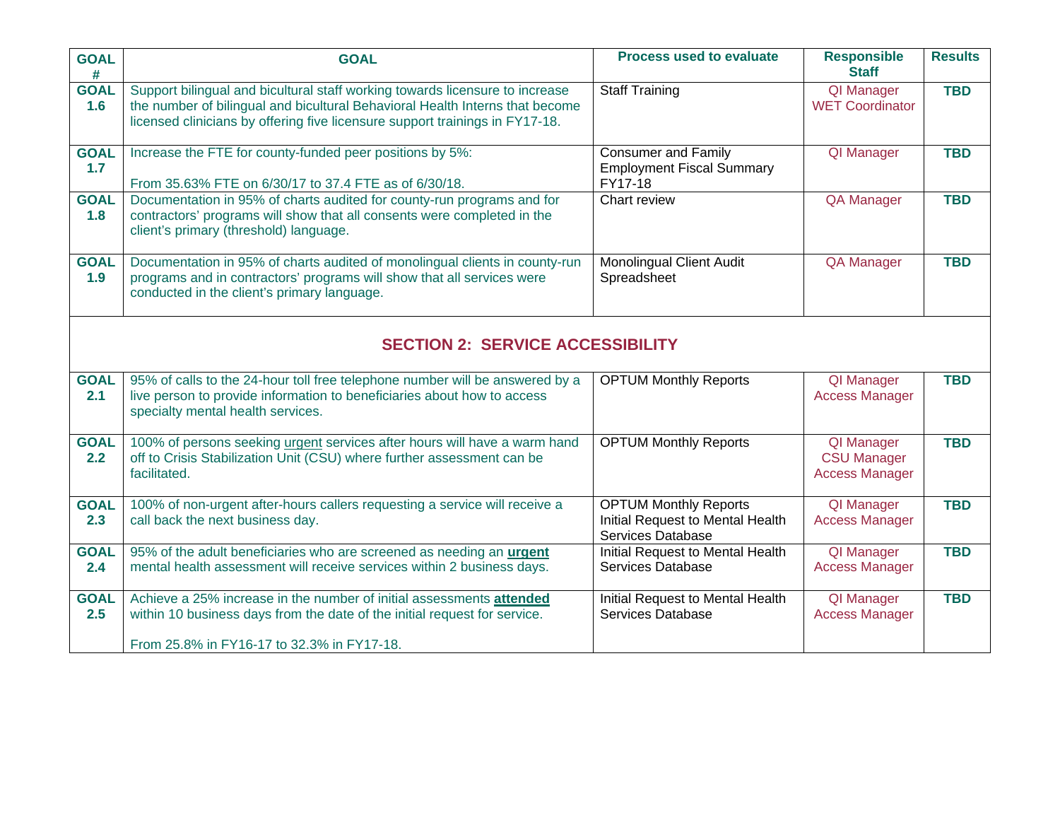| GOAL # | GOAL | Process used to evaluate | Responsible Staff | Results |
|---|---|---|---|---|
| GOAL 1.6 | Support bilingual and bicultural staff working towards licensure to increase the number of bilingual and bicultural Behavioral Health Interns that become licensed clinicians by offering five licensure support trainings in FY17-18. | Staff Training | QI Manager<br>WET Coordinator | TBD |
| GOAL 1.7 | Increase the FTE for county-funded peer positions by 5%:<br><br>From 35.63% FTE on 6/30/17 to 37.4 FTE as of 6/30/18. | Consumer and Family Employment Fiscal Summary FY17-18 | QI Manager | TBD |
| GOAL 1.8 | Documentation in 95% of charts audited for county-run programs and for contractors' programs will show that all consents were completed in the client's primary (threshold) language. | Chart review | QA Manager | TBD |
| GOAL 1.9 | Documentation in 95% of charts audited of monolingual clients in county-run programs and in contractors' programs will show that all services were conducted in the client's primary language. | Monolingual Client Audit Spreadsheet | QA Manager | TBD |
| | **SECTION 2: SERVICE ACCESSIBILITY** | | | |
| GOAL 2.1 | 95% of calls to the 24-hour toll free telephone number will be answered by a live person to provide information to beneficiaries about how to access specialty mental health services. | OPTUM Monthly Reports | QI Manager<br>Access Manager | TBD |
| GOAL 2.2 | 100% of persons seeking urgent services after hours will have a warm hand off to Crisis Stabilization Unit (CSU) where further assessment can be facilitated. | OPTUM Monthly Reports | QI Manager<br>CSU Manager<br>Access Manager | TBD |
| GOAL 2.3 | 100% of non-urgent after-hours callers requesting a service will receive a call back the next business day. | OPTUM Monthly Reports<br>Initial Request to Mental Health Services Database | QI Manager<br>Access Manager | TBD |
| GOAL 2.4 | 95% of the adult beneficiaries who are screened as needing an **urgent** mental health assessment will receive services within 2 business days. | Initial Request to Mental Health Services Database | QI Manager<br>Access Manager | TBD |
| GOAL 2.5 | Achieve a 25% increase in the number of initial assessments **attended** within 10 business days from the date of the initial request for service.<br><br>From 25.8% in FY16-17 to 32.3% in FY17-18. | Initial Request to Mental Health Services Database | QI Manager<br>Access Manager | TBD |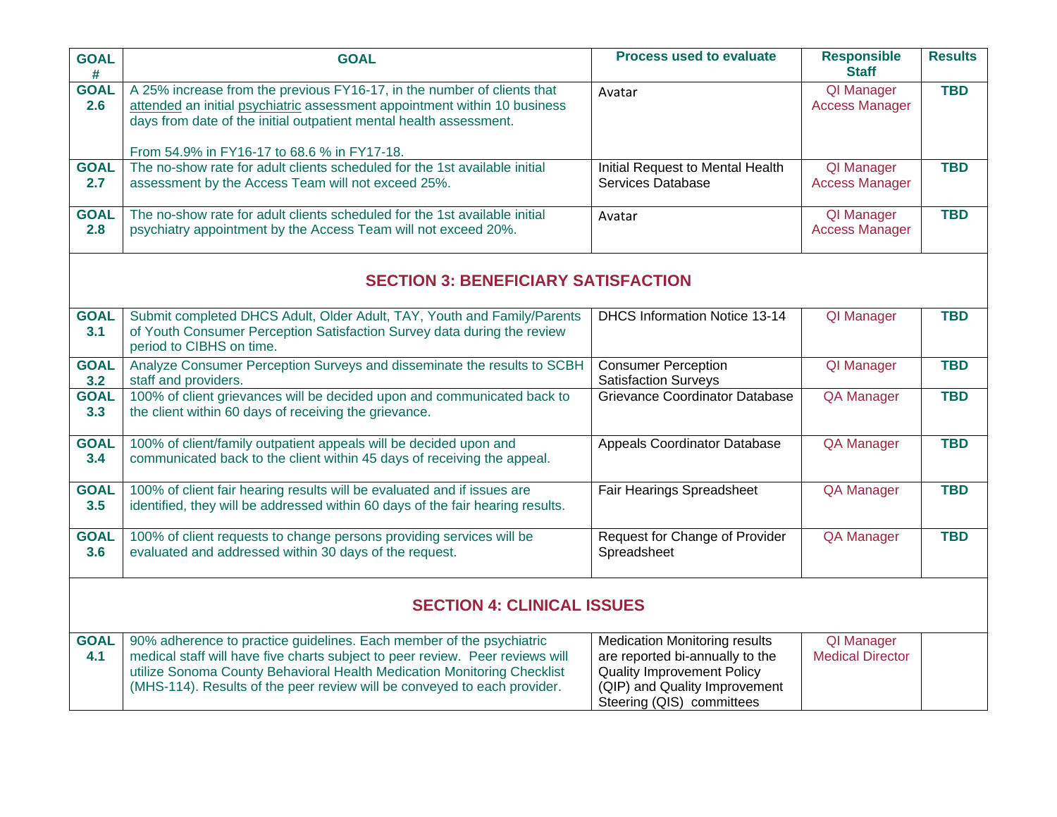| GOAL # | GOAL | Process used to evaluate | Responsible Staff | Results |
|---|---|---|---|---|
| **GOAL 2.6** | A 25% increase from the previous FY16-17, in the number of clients that attended an initial psychiatric assessment appointment within 10 business days from date of the initial outpatient mental health assessment.<br><br>From 54.9% in FY16-17 to 68.6 % in FY17-18. | Avatar | QI Manager<br>Access Manager | **TBD** |
| **GOAL 2.7** | The no-show rate for adult clients scheduled for the 1st available initial assessment by the Access Team will not exceed 25%. | Initial Request to Mental Health Services Database | QI Manager<br>Access Manager | **TBD** |
| **GOAL 2.8** | The no-show rate for adult clients scheduled for the 1st available initial psychiatry appointment by the Access Team will not exceed 20%. | Avatar | QI Manager<br>Access Manager | **TBD** |
| | **SECTION 3: BENEFICIARY SATISFACTION** | | | |
| **GOAL 3.1** | Submit completed DHCS Adult, Older Adult, TAY, Youth and Family/Parents of Youth Consumer Perception Satisfaction Survey data during the review period to CIBHS on time. | DHCS Information Notice 13-14 | QI Manager | **TBD** |
| **GOAL 3.2** | Analyze Consumer Perception Surveys and disseminate the results to SCBH staff and providers. | Consumer Perception Satisfaction Surveys | QI Manager | **TBD** |
| **GOAL 3.3** | 100% of client grievances will be decided upon and communicated back to the client within 60 days of receiving the grievance. | Grievance Coordinator Database | QA Manager | **TBD** |
| **GOAL 3.4** | 100% of client/family outpatient appeals will be decided upon and communicated back to the client within 45 days of receiving the appeal. | Appeals Coordinator Database | QA Manager | **TBD** |
| **GOAL 3.5** | 100% of client fair hearing results will be evaluated and if issues are identified, they will be addressed within 60 days of the fair hearing results. | Fair Hearings Spreadsheet | QA Manager | **TBD** |
| **GOAL 3.6** | 100% of client requests to change persons providing services will be evaluated and addressed within 30 days of the request. | Request for Change of Provider Spreadsheet | QA Manager | **TBD** |
| | **SECTION 4: CLINICAL ISSUES** | | | |
| **GOAL 4.1** | 90% adherence to practice guidelines. Each member of the psychiatric medical staff will have five charts subject to peer review. Peer reviews will utilize Sonoma County Behavioral Health Medication Monitoring Checklist (MHS-114). Results of the peer review will be conveyed to each provider. | Medication Monitoring results are reported bi-annually to the Quality Improvement Policy (QIP) and Quality Improvement Steering (QIS) committees | QI Manager<br>Medical Director | |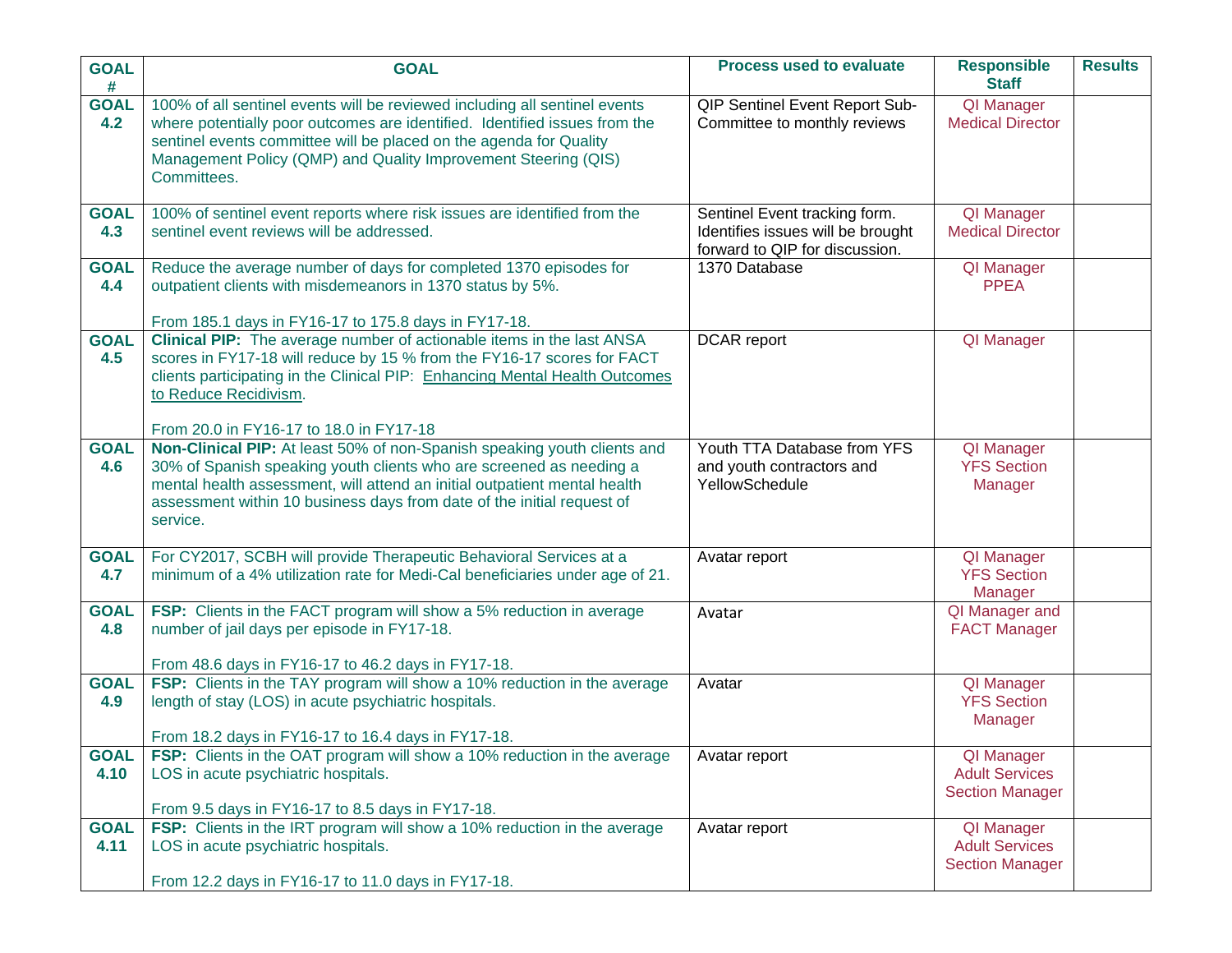| GOAL # | GOAL | Process used to evaluate | Responsible Staff | Results |
|---|---|---|---|---|
| **GOAL 4.2** | 100% of all sentinel events will be reviewed including all sentinel events where potentially poor outcomes are identified. Identified issues from the sentinel events committee will be placed on the agenda for Quality Management Policy (QMP) and Quality Improvement Steering (QIS) Committees. | QIP Sentinel Event Report Sub-Committee to monthly reviews | QI Manager Medical Director | |
| **GOAL 4.3** | 100% of sentinel event reports where risk issues are identified from the sentinel event reviews will be addressed. | Sentinel Event tracking form. Identifies issues will be brought forward to QIP for discussion. | QI Manager Medical Director | |
| **GOAL 4.4** | Reduce the average number of days for completed 1370 episodes for outpatient clients with misdemeanors in 1370 status by 5%.<br><br>From 185.1 days in FY16-17 to 175.8 days in FY17-18. | 1370 Database | QI Manager PPEA | |
| **GOAL 4.5** | **Clinical PIP:** The average number of actionable items in the last ANSA scores in FY17-18 will reduce by 15 % from the FY16-17 scores for FACT clients participating in the Clinical PIP: Enhancing Mental Health Outcomes to Reduce Recidivism.<br><br>From 20.0 in FY16-17 to 18.0 in FY17-18 | DCAR report | QI Manager | |
| **GOAL 4.6** | **Non-Clinical PIP:** At least 50% of non-Spanish speaking youth clients and 30% of Spanish speaking youth clients who are screened as needing a mental health assessment, will attend an initial outpatient mental health assessment within 10 business days from date of the initial request of service. | Youth TTA Database from YFS and youth contractors and YellowSchedule | QI Manager YFS Section Manager | |
| **GOAL 4.7** | For CY2017, SCBH will provide Therapeutic Behavioral Services at a minimum of a 4% utilization rate for Medi-Cal beneficiaries under age of 21. | Avatar report | QI Manager YFS Section Manager | |
| **GOAL 4.8** | **FSP:** Clients in the FACT program will show a 5% reduction in average number of jail days per episode in FY17-18.<br><br>From 48.6 days in FY16-17 to 46.2 days in FY17-18. | Avatar | QI Manager and FACT Manager | |
| **GOAL 4.9** | **FSP:** Clients in the TAY program will show a 10% reduction in the average length of stay (LOS) in acute psychiatric hospitals.<br><br>From 18.2 days in FY16-17 to 16.4 days in FY17-18. | Avatar | QI Manager YFS Section Manager | |
| **GOAL 4.10** | **FSP:** Clients in the OAT program will show a 10% reduction in the average LOS in acute psychiatric hospitals.<br><br>From 9.5 days in FY16-17 to 8.5 days in FY17-18. | Avatar report | QI Manager Adult Services Section Manager | |
| **GOAL 4.11** | **FSP:** Clients in the IRT program will show a 10% reduction in the average LOS in acute psychiatric hospitals.<br><br>From 12.2 days in FY16-17 to 11.0 days in FY17-18. | Avatar report | QI Manager Adult Services Section Manager | |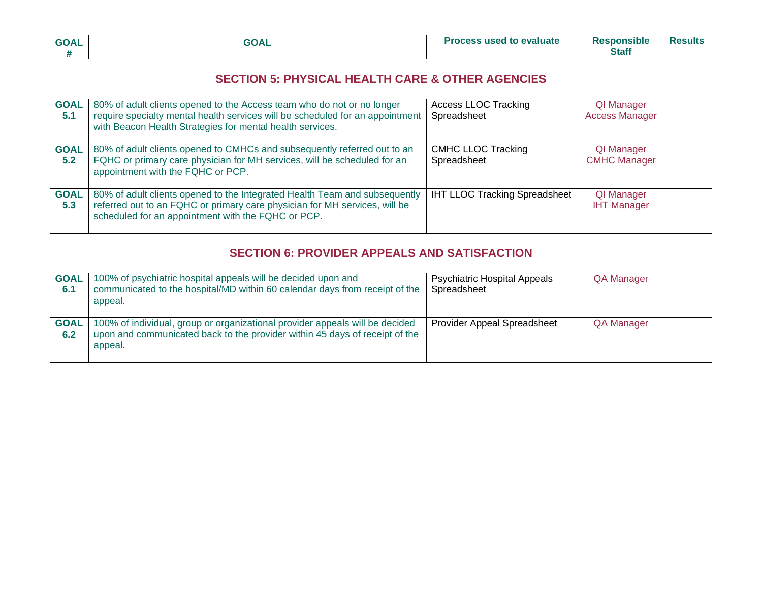| GOAL # | GOAL | Process used to evaluate | Responsible Staff | Results |
|---|---|---|---|---|
| **SECTION 5: PHYSICAL HEALTH CARE & OTHER AGENCIES** | | | | |
| **GOAL 5.1** | 80% of adult clients opened to the Access team who do not or no longer require specialty mental health services will be scheduled for an appointment with Beacon Health Strategies for mental health services. | Access LLOC Tracking Spreadsheet | QI Manager<br>Access Manager | |
| **GOAL 5.2** | 80% of adult clients opened to CMHCs and subsequently referred out to an FQHC or primary care physician for MH services, will be scheduled for an appointment with the FQHC or PCP. | CMHC LLOC Tracking Spreadsheet | QI Manager<br>CMHC Manager | |
| **GOAL 5.3** | 80% of adult clients opened to the Integrated Health Team and subsequently referred out to an FQHC or primary care physician for MH services, will be scheduled for an appointment with the FQHC or PCP. | IHT LLOC Tracking Spreadsheet | QI Manager<br>IHT Manager | |
| **SECTION 6: PROVIDER APPEALS AND SATISFACTION** | | | | |
| **GOAL 6.1** | 100% of psychiatric hospital appeals will be decided upon and communicated to the hospital/MD within 60 calendar days from receipt of the appeal. | Psychiatric Hospital Appeals Spreadsheet | QA Manager | |
| **GOAL 6.2** | 100% of individual, group or organizational provider appeals will be decided upon and communicated back to the provider within 45 days of receipt of the appeal. | Provider Appeal Spreadsheet | QA Manager | |